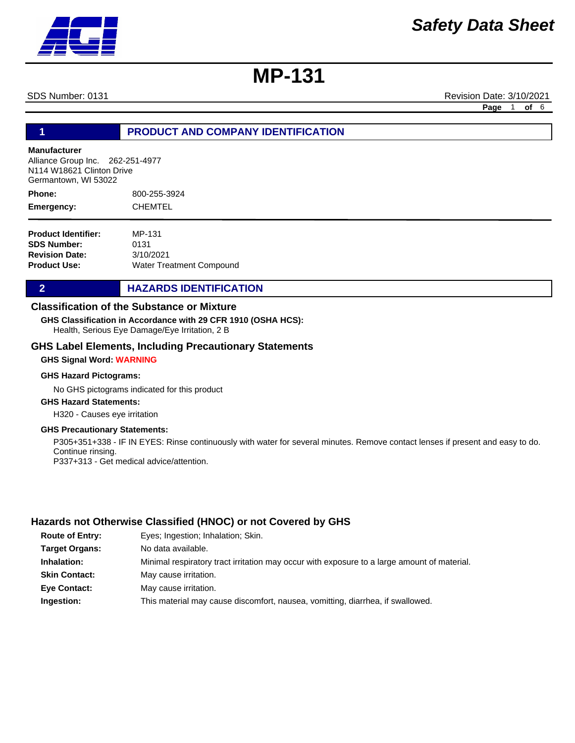# MP-131

SDS Number: 0131 Revision Date: 3/10/2021

## 1 PRODUCT AND COMPANY IDENTIFICATION

**Manufacturer**
Alliance Group Inc. 262-251-4977
N114 W18621 Clinton Drive
Germantown, WI 53022

| | |
|---|---|
| **Phone:** | 800-255-3924 |
| **Emergency:** | CHEMTEL |

| | |
|---|---|
| **Product Identifier:** | MP-131 |
| **SDS Number:** | 0131 |
| **Revision Date:** | 3/10/2021 |
| **Product Use:** | Water Treatment Compound |

## 2 HAZARDS IDENTIFICATION

### Classification of the Substance or Mixture

**GHS Classification in Accordance with 29 CFR 1910 (OSHA HCS):**
Health, Serious Eye Damage/Eye Irritation, 2 B

### GHS Label Elements, Including Precautionary Statements

**GHS Signal Word: WARNING**

**GHS Hazard Pictograms:**

No GHS pictograms indicated for this product

**GHS Hazard Statements:**

H320 - Causes eye irritation

**GHS Precautionary Statements:**

P305+351+338 - IF IN EYES: Rinse continuously with water for several minutes. Remove contact lenses if present and easy to do. Continue rinsing.
P337+313 - Get medical advice/attention.

### Hazards not Otherwise Classified (HNOC) or not Covered by GHS

| | |
|---|---|
| **Route of Entry:** | Eyes; Ingestion; Inhalation; Skin. |
| **Target Organs:** | No data available. |
| **Inhalation:** | Minimal respiratory tract irritation may occur with exposure to a large amount of material. |
| **Skin Contact:** | May cause irritation. |
| **Eye Contact:** | May cause irritation. |
| **Ingestion:** | This material may cause discomfort, nausea, vomitting, diarrhea, if swallowed. |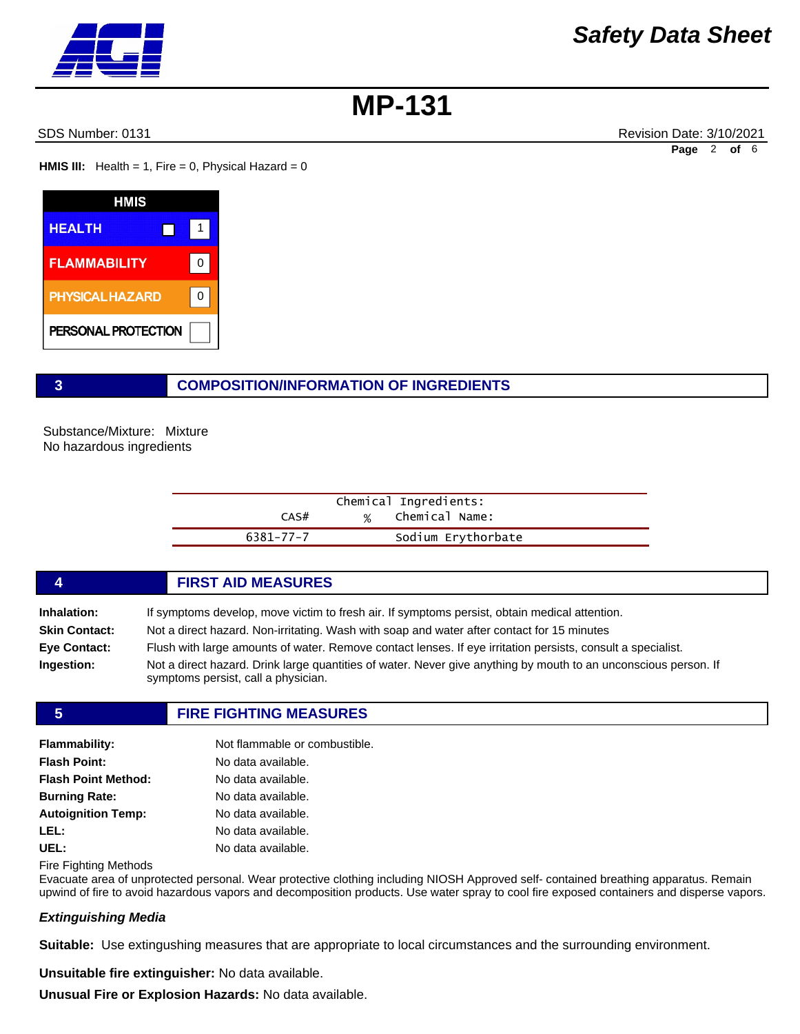**HMIS III:** Health = 1, Fire = 0, Physical Hazard = 0

| HMIS | |
|---|---|
| HEALTH | 1 |
| FLAMMABILITY | 0 |
| PHYSICAL HAZARD | 0 |
| PERSONAL PROTECTION | |

## 3 COMPOSITION/INFORMATION OF INGREDIENTS

Substance/Mixture: Mixture
No hazardous ingredients

| Chemical Ingredients: | | |
|---|---|---|
| CAS# | % | Chemical Name: |
| 6381-77-7 | | Sodium Erythorbate |

## 4 FIRST AID MEASURES

**Inhalation:** If symptoms develop, move victim to fresh air. If symptoms persist, obtain medical attention.

**Skin Contact:** Not a direct hazard. Non-irritating. Wash with soap and water after contact for 15 minutes

**Eye Contact:** Flush with large amounts of water. Remove contact lenses. If eye irritation persists, consult a specialist.

**Ingestion:** Not a direct hazard. Drink large quantities of water. Never give anything by mouth to an unconscious person. If symptoms persist, call a physician.

## 5 FIRE FIGHTING MEASURES

**Flammability:** Not flammable or combustible.

**Flash Point:** No data available.

**Flash Point Method:** No data available.

**Burning Rate:** No data available.

**Autoignition Temp:** No data available.

**LEL:** No data available.

**UEL:** No data available.

Fire Fighting Methods
Evacuate area of unprotected personal. Wear protective clothing including NIOSH Approved self- contained breathing apparatus. Remain upwind of fire to avoid hazardous vapors and decomposition products. Use water spray to cool fire exposed containers and disperse vapors.

***Extinguishing Media***

**Suitable:** Use extingushing measures that are appropriate to local circumstances and the surrounding environment.

**Unsuitable fire extinguisher:** No data available.

**Unusual Fire or Explosion Hazards:** No data available.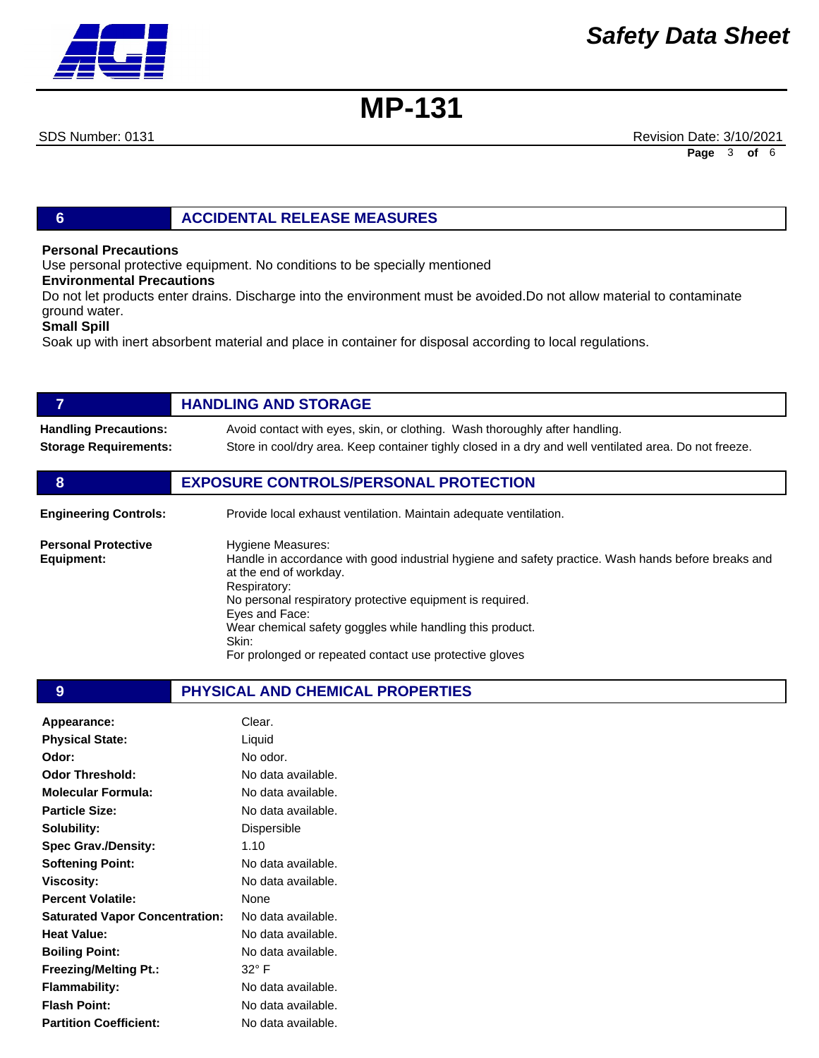## 6 ACCIDENTAL RELEASE MEASURES

**Personal Precautions**
Use personal protective equipment. No conditions to be specially mentioned
**Environmental Precautions**
Do not let products enter drains. Discharge into the environment must be avoided.Do not allow material to contaminate ground water.
**Small Spill**
Soak up with inert absorbent material and place in container for disposal according to local regulations.

## 7 HANDLING AND STORAGE

**Handling Precautions:** Avoid contact with eyes, skin, or clothing. Wash thoroughly after handling.

**Storage Requirements:** Store in cool/dry area. Keep container tighly closed in a dry and well ventilated area. Do not freeze.

## 8 EXPOSURE CONTROLS/PERSONAL PROTECTION

**Engineering Controls:** Provide local exhaust ventilation. Maintain adequate ventilation.

**Personal Protective Equipment:**
Hygiene Measures:
Handle in accordance with good industrial hygiene and safety practice. Wash hands before breaks and at the end of workday.
Respiratory:
No personal respiratory protective equipment is required.
Eyes and Face:
Wear chemical safety goggles while handling this product.
Skin:
For prolonged or repeated contact use protective gloves

## 9 PHYSICAL AND CHEMICAL PROPERTIES

| | |
|---|---|
| **Appearance:** | Clear. |
| **Physical State:** | Liquid |
| **Odor:** | No odor. |
| **Odor Threshold:** | No data available. |
| **Molecular Formula:** | No data available. |
| **Particle Size:** | No data available. |
| **Solubility:** | Dispersible |
| **Spec Grav./Density:** | 1.10 |
| **Softening Point:** | No data available. |
| **Viscosity:** | No data available. |
| **Percent Volatile:** | None |
| **Saturated Vapor Concentration:** | No data available. |
| **Heat Value:** | No data available. |
| **Boiling Point:** | No data available. |
| **Freezing/Melting Pt.:** | 32° F |
| **Flammability:** | No data available. |
| **Flash Point:** | No data available. |
| **Partition Coefficient:** | No data available. |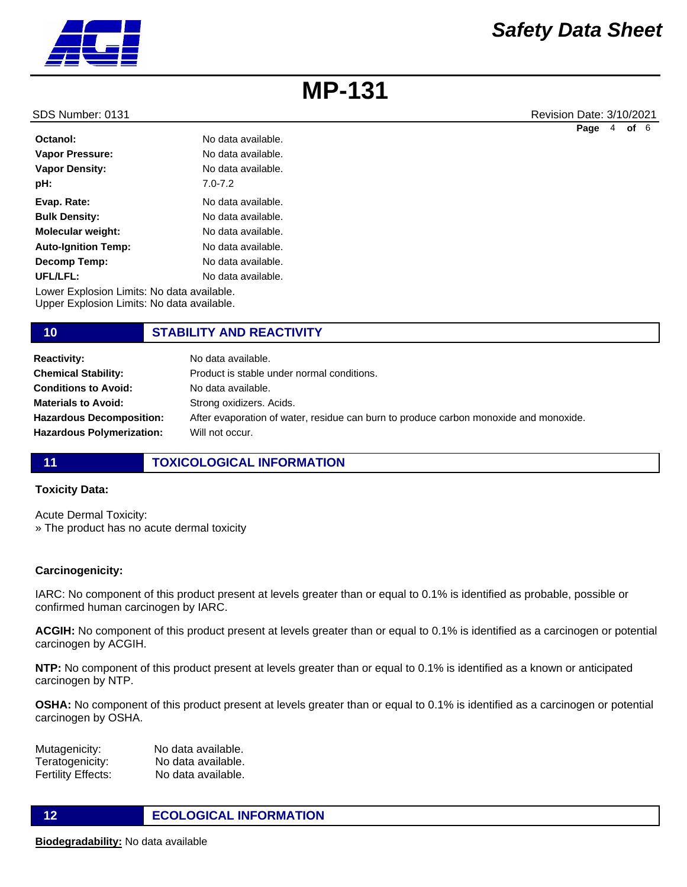| | |
|---|---|
| **Octanol:** | No data available. |
| **Vapor Pressure:** | No data available. |
| **Vapor Density:** | No data available. |
| **pH:** | 7.0-7.2 |
| **Evap. Rate:** | No data available. |
| **Bulk Density:** | No data available. |
| **Molecular weight:** | No data available. |
| **Auto-Ignition Temp:** | No data available. |
| **Decomp Temp:** | No data available. |
| **UFL/LFL:** | No data available. |

Lower Explosion Limits: No data available.
Upper Explosion Limits: No data available.

## 10 STABILITY AND REACTIVITY

| | |
|---|---|
| **Reactivity:** | No data available. |
| **Chemical Stability:** | Product is stable under normal conditions. |
| **Conditions to Avoid:** | No data available. |
| **Materials to Avoid:** | Strong oxidizers. Acids. |
| **Hazardous Decomposition:** | After evaporation of water, residue can burn to produce carbon monoxide and monoxide. |
| **Hazardous Polymerization:** | Will not occur. |

## 11 TOXICOLOGICAL INFORMATION

**Toxicity Data:**

Acute Dermal Toxicity:
» The product has no acute dermal toxicity

**Carcinogenicity:**

IARC: No component of this product present at levels greater than or equal to 0.1% is identified as probable, possible or confirmed human carcinogen by IARC.

**ACGIH:** No component of this product present at levels greater than or equal to 0.1% is identified as a carcinogen or potential carcinogen by ACGIH.

**NTP:** No component of this product present at levels greater than or equal to 0.1% is identified as a known or anticipated carcinogen by NTP.

**OSHA:** No component of this product present at levels greater than or equal to 0.1% is identified as a carcinogen or potential carcinogen by OSHA.

| | |
|---|---|
| Mutagenicity: | No data available. |
| Teratogenicity: | No data available. |
| Fertility Effects: | No data available. |

## 12 ECOLOGICAL INFORMATION

**Biodegradability:** No data available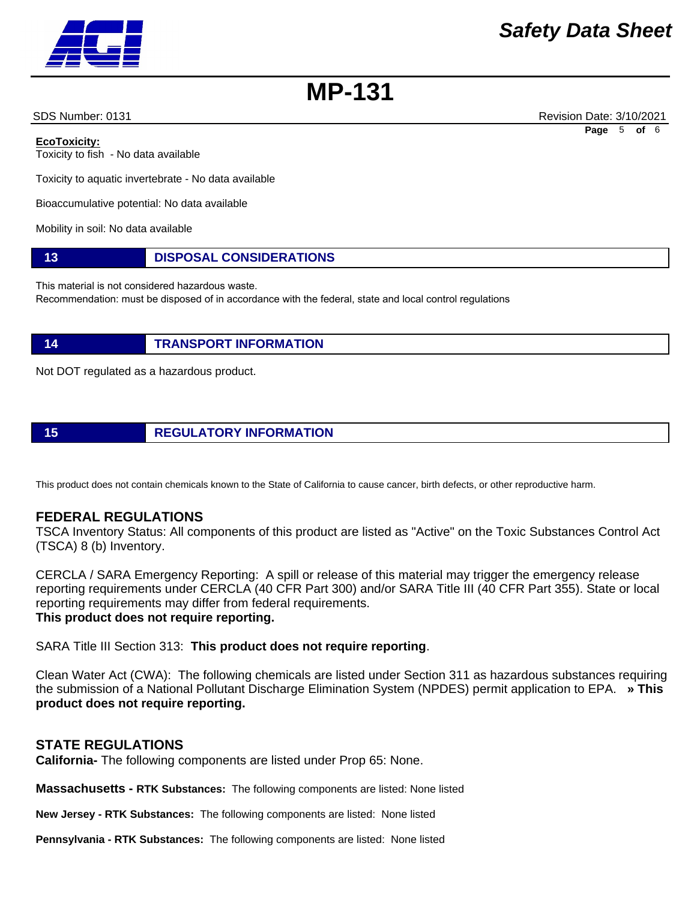**EcoToxicity:**
Toxicity to fish - No data available

Toxicity to aquatic invertebrate - No data available

Bioaccumulative potential: No data available

Mobility in soil: No data available

## 13 DISPOSAL CONSIDERATIONS

This material is not considered hazardous waste.
Recommendation: must be disposed of in accordance with the federal, state and local control regulations

## 14 TRANSPORT INFORMATION

Not DOT regulated as a hazardous product.

## 15 REGULATORY INFORMATION

This product does not contain chemicals known to the State of California to cause cancer, birth defects, or other reproductive harm.

### FEDERAL REGULATIONS

TSCA Inventory Status: All components of this product are listed as "Active" on the Toxic Substances Control Act (TSCA) 8 (b) Inventory.

CERCLA / SARA Emergency Reporting: A spill or release of this material may trigger the emergency release reporting requirements under CERCLA (40 CFR Part 300) and/or SARA Title III (40 CFR Part 355). State or local reporting requirements may differ from federal requirements.
**This product does not require reporting.**

SARA Title III Section 313: **This product does not require reporting**.

Clean Water Act (CWA): The following chemicals are listed under Section 311 as hazardous substances requiring the submission of a National Pollutant Discharge Elimination System (NPDES) permit application to EPA. **» This product does not require reporting.**

### STATE REGULATIONS

**California-** The following components are listed under Prop 65: None.

**Massachusetts - RTK Substances:** The following components are listed: None listed

**New Jersey - RTK Substances:** The following components are listed: None listed

**Pennsylvania - RTK Substances:** The following components are listed: None listed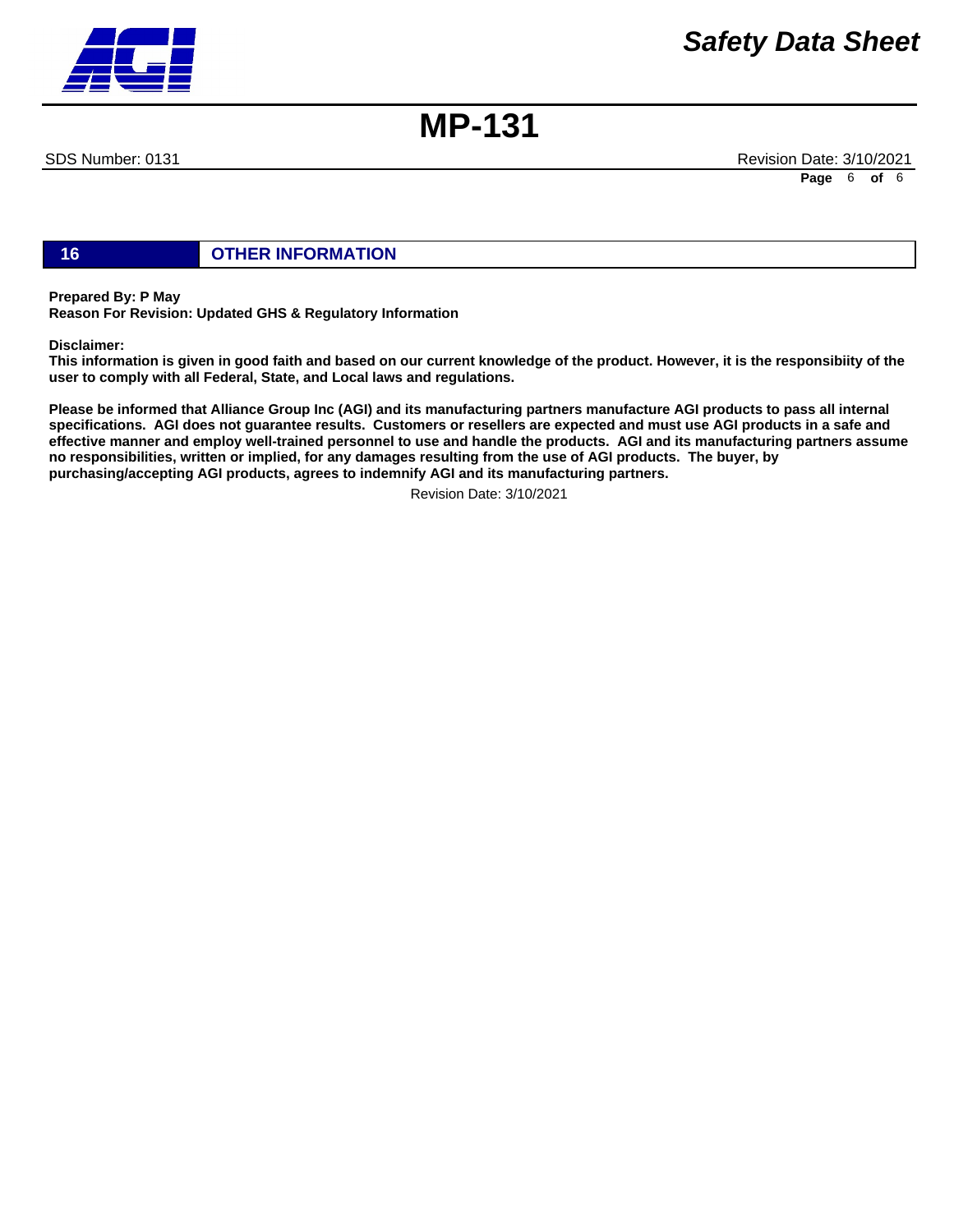## 16 OTHER INFORMATION

**Prepared By: P May**
**Reason For Revision: Updated GHS & Regulatory Information**

**Disclaimer:**
**This information is given in good faith and based on our current knowledge of the product. However, it is the responsibiity of the user to comply with all Federal, State, and Local laws and regulations.**

**Please be informed that Alliance Group Inc (AGI) and its manufacturing partners manufacture AGI products to pass all internal specifications. AGI does not guarantee results. Customers or resellers are expected and must use AGI products in a safe and effective manner and employ well-trained personnel to use and handle the products. AGI and its manufacturing partners assume no responsibilities, written or implied, for any damages resulting from the use of AGI products. The buyer, by purchasing/accepting AGI products, agrees to indemnify AGI and its manufacturing partners.**

Revision Date: 3/10/2021